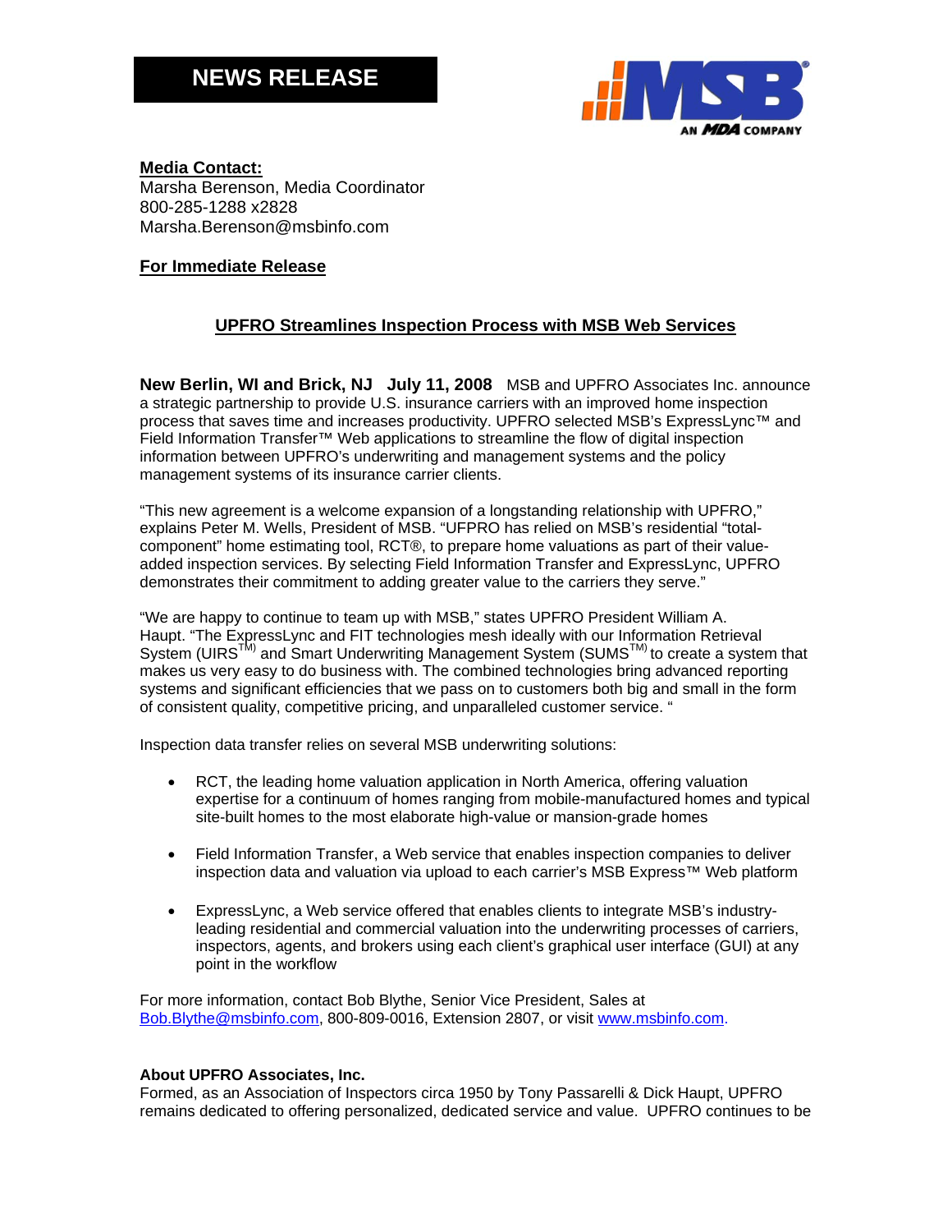# NEWS RELEASE

**Media Contact:**
Marsha Berenson, Media Coordinator
800-285-1288 x2828
Marsha.Berenson@msbinfo.com

**For Immediate Release**

## UPFRO Streamlines Inspection Process with MSB Web Services

**New Berlin, WI and Brick, NJ July 11, 2008** MSB and UPFRO Associates Inc. announce a strategic partnership to provide U.S. insurance carriers with an improved home inspection process that saves time and increases productivity. UPFRO selected MSB's ExpressLync™ and Field Information Transfer™ Web applications to streamline the flow of digital inspection information between UPFRO's underwriting and management systems and the policy management systems of its insurance carrier clients.

"This new agreement is a welcome expansion of a longstanding relationship with UPFRO," explains Peter M. Wells, President of MSB. "UFPRO has relied on MSB's residential "total-component" home estimating tool, RCT®, to prepare home valuations as part of their value-added inspection services. By selecting Field Information Transfer and ExpressLync, UPFRO demonstrates their commitment to adding greater value to the carriers they serve."

"We are happy to continue to team up with MSB," states UPFRO President William A. Haupt. "The ExpressLync and FIT technologies mesh ideally with our Information Retrieval System (UIRS™) and Smart Underwriting Management System (SUMS™) to create a system that makes us very easy to do business with. The combined technologies bring advanced reporting systems and significant efficiencies that we pass on to customers both big and small in the form of consistent quality, competitive pricing, and unparalleled customer service. "

Inspection data transfer relies on several MSB underwriting solutions:

- RCT, the leading home valuation application in North America, offering valuation expertise for a continuum of homes ranging from mobile-manufactured homes and typical site-built homes to the most elaborate high-value or mansion-grade homes
- Field Information Transfer, a Web service that enables inspection companies to deliver inspection data and valuation via upload to each carrier's MSB Express™ Web platform
- ExpressLync, a Web service offered that enables clients to integrate MSB's industry-leading residential and commercial valuation into the underwriting processes of carriers, inspectors, agents, and brokers using each client's graphical user interface (GUI) at any point in the workflow

For more information, contact Bob Blythe, Senior Vice President, Sales at Bob.Blythe@msbinfo.com, 800-809-0016, Extension 2807, or visit www.msbinfo.com.

**About UPFRO Associates, Inc.**
Formed, as an Association of Inspectors circa 1950 by Tony Passarelli & Dick Haupt, UPFRO remains dedicated to offering personalized, dedicated service and value. UPFRO continues to be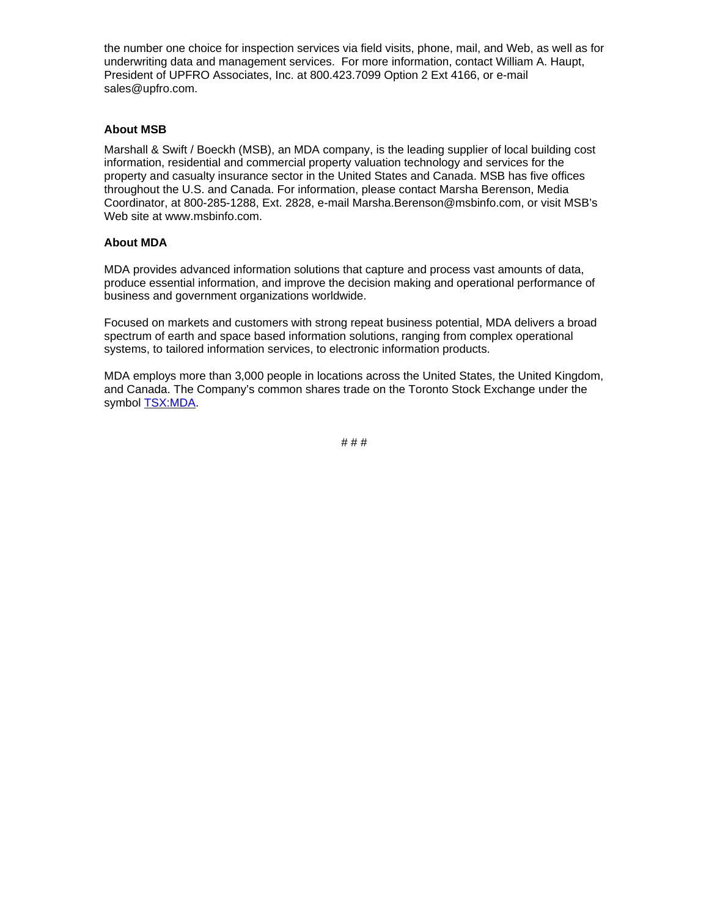the number one choice for inspection services via field visits, phone, mail, and Web, as well as for underwriting data and management services. For more information, contact William A. Haupt, President of UPFRO Associates, Inc. at 800.423.7099 Option 2 Ext 4166, or e-mail sales@upfro.com.

**About MSB**

Marshall & Swift / Boeckh (MSB), an MDA company, is the leading supplier of local building cost information, residential and commercial property valuation technology and services for the property and casualty insurance sector in the United States and Canada. MSB has five offices throughout the U.S. and Canada. For information, please contact Marsha Berenson, Media Coordinator, at 800-285-1288, Ext. 2828, e-mail Marsha.Berenson@msbinfo.com, or visit MSB's Web site at www.msbinfo.com.

**About MDA**

MDA provides advanced information solutions that capture and process vast amounts of data, produce essential information, and improve the decision making and operational performance of business and government organizations worldwide.

Focused on markets and customers with strong repeat business potential, MDA delivers a broad spectrum of earth and space based information solutions, ranging from complex operational systems, to tailored information services, to electronic information products.

MDA employs more than 3,000 people in locations across the United States, the United Kingdom, and Canada. The Company's common shares trade on the Toronto Stock Exchange under the symbol TSX:MDA.

# # #